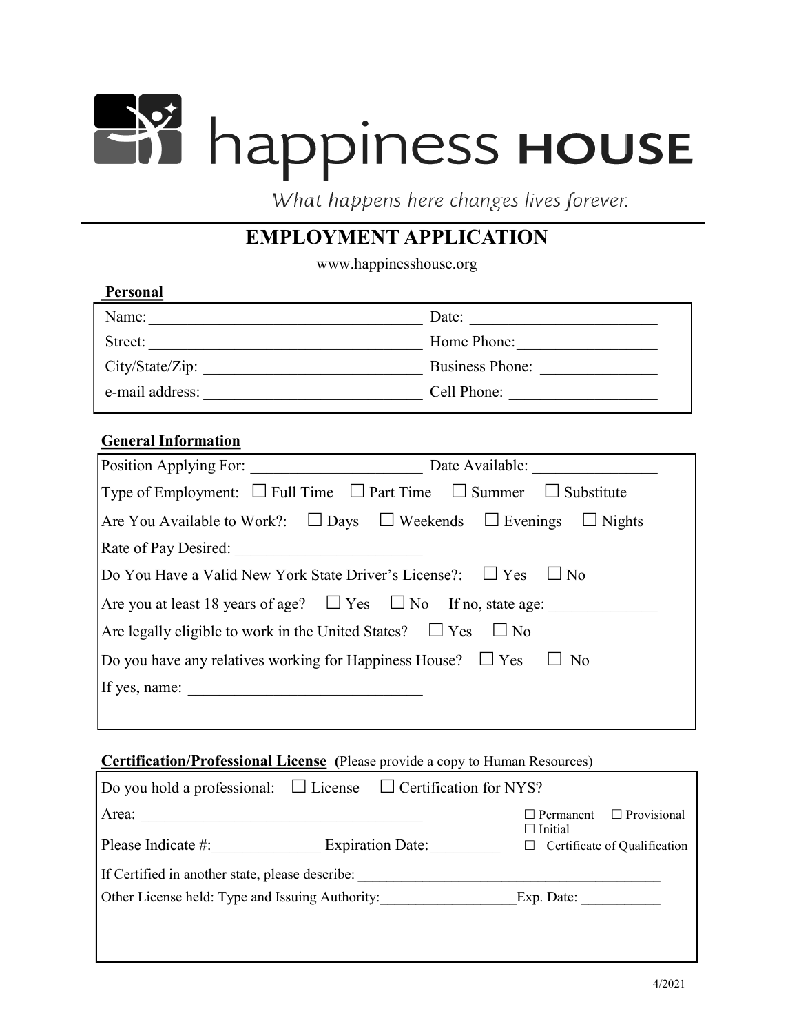# happiness HOUSE

*What happens here changes lives forever.*

## EMPLOYMENT APPLICATION

www.happinesshouse.org

**Personal**

Name: ______________________________ Date: ______________________

Street: ______________________________ Home Phone: ________________

City/State/Zip: _________________________ Business Phone: ______________

e-mail address: _________________________ Cell Phone: _________________

**General Information**

Position Applying For: ____________________ Date Available: _______________

Type of Employment: ☐ Full Time ☐ Part Time ☐ Summer ☐ Substitute

Are You Available to Work?: ☐ Days ☐ Weekends ☐ Evenings ☐ Nights

Rate of Pay Desired: ______________________

Do You Have a Valid New York State Driver's License?: ☐ Yes ☐ No

Are you at least 18 years of age? ☐ Yes ☐ No If no, state age: ____________

Are legally eligible to work in the United States? ☐ Yes ☐ No

Do you have any relatives working for Happiness House? ☐ Yes ☐ No

If yes, name: ___________________________

**Certification/Professional License** (Please provide a copy to Human Resources)

Do you hold a professional: ☐ License ☐ Certification for NYS?

Area: ___________________________________ ☐ Permanent ☐ Provisional ☐ Initial

Please Indicate #:_____________ Expiration Date:_________ ☐ Certificate of Qualification

If Certified in another state, please describe: ________________________________________

Other License held: Type and Issuing Authority:__________________Exp. Date: __________

4/2021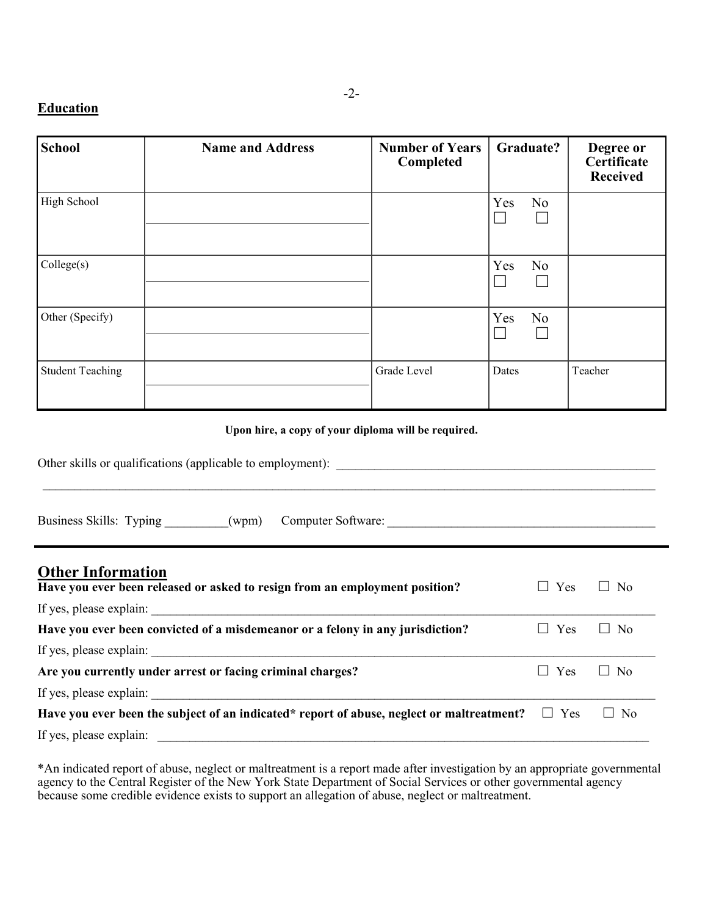## Education

| School | Name and Address | Number of Years Completed | Graduate? | Degree or Certificate Received |
|---|---|---|---|---|
| High School | | | Yes ☐ No ☐ | |
| College(s) | | | Yes ☐ No ☐ | |
| Other (Specify) | | | Yes ☐ No ☐ | |
| Student Teaching | | Grade Level | Dates | Teacher |

**Upon hire, a copy of your diploma will be required.**

Other skills or qualifications (applicable to employment): ____________________________________________

_____________________________________________________________________________________

Business Skills: Typing __________(wpm) Computer Software: ________________________________________

## Other Information

**Have you ever been released or asked to resign from an employment position?** ☐ Yes ☐ No

If yes, please explain: ______________________________________________________________________

**Have you ever been convicted of a misdemeanor or a felony in any jurisdiction?** ☐ Yes ☐ No

If yes, please explain: ______________________________________________________________________

**Are you currently under arrest or facing criminal charges?** ☐ Yes ☐ No

If yes, please explain: ______________________________________________________________________

**Have you ever been the subject of an indicated* report of abuse, neglect or maltreatment?** ☐ Yes ☐ No

If yes, please explain: ______________________________________________________________________

*An indicated report of abuse, neglect or maltreatment is a report made after investigation by an appropriate governmental agency to the Central Register of the New York State Department of Social Services or other governmental agency because some credible evidence exists to support an allegation of abuse, neglect or maltreatment.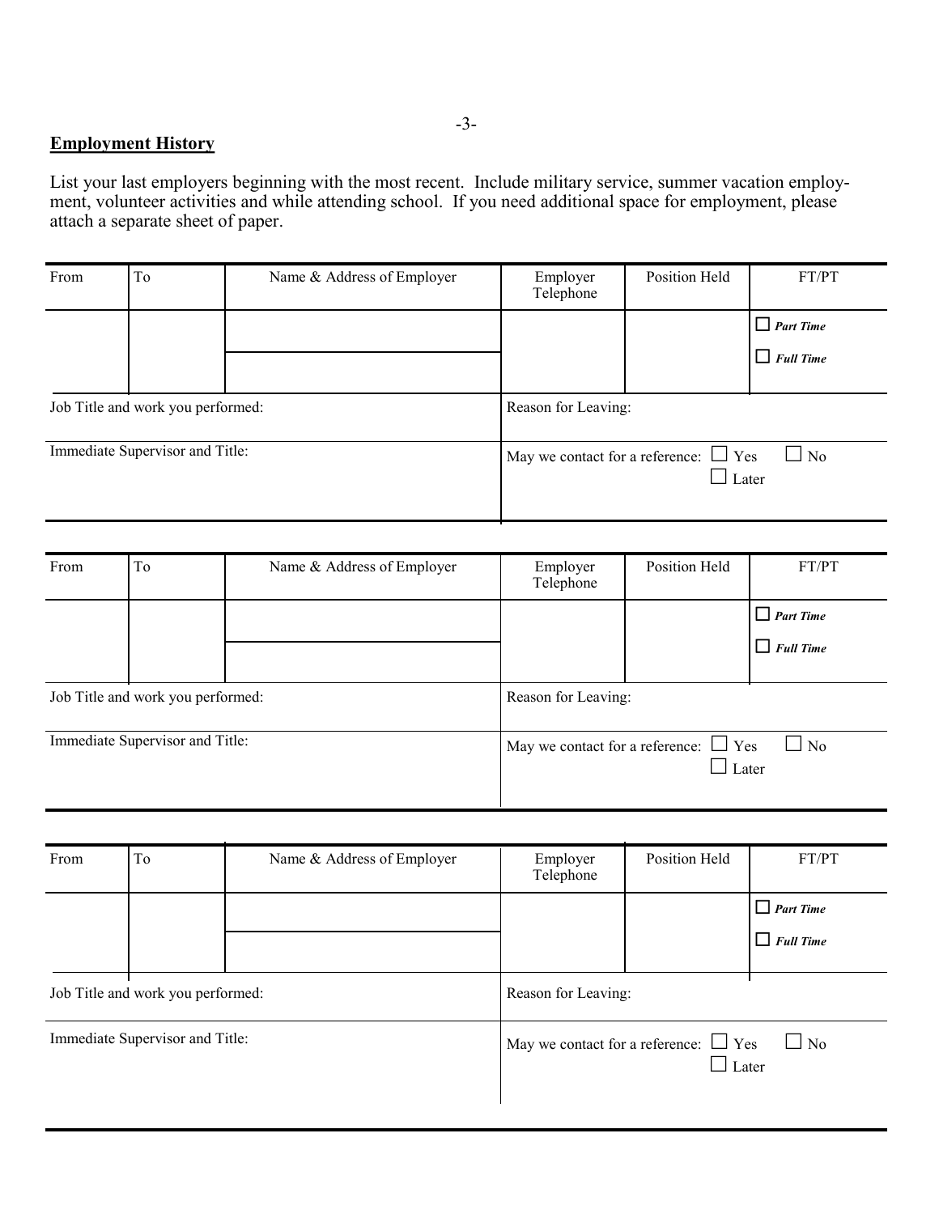**Employment History**

List your last employers beginning with the most recent. Include military service, summer vacation employment, volunteer activities and while attending school. If you need additional space for employment, please attach a separate sheet of paper.

| From | To | Name & Address of Employer | Employer Telephone | Position Held | FT/PT |
|---|---|---|---|---|---|
| | | | | | ☐ ***Part Time*** ☐ ***Full Time*** |
| Job Title and work you performed: | | | Reason for Leaving: | | |
| Immediate Supervisor and Title: | | | May we contact for a reference: ☐ Yes ☐ No ☐ Later | | |

| From | To | Name & Address of Employer | Employer Telephone | Position Held | FT/PT |
|---|---|---|---|---|---|
| | | | | | ☐ ***Part Time*** ☐ ***Full Time*** |
| Job Title and work you performed: | | | Reason for Leaving: | | |
| Immediate Supervisor and Title: | | | May we contact for a reference: ☐ Yes ☐ No ☐ Later | | |

| From | To | Name & Address of Employer | Employer Telephone | Position Held | FT/PT |
|---|---|---|---|---|---|
| | | | | | ☐ ***Part Time*** ☐ ***Full Time*** |
| Job Title and work you performed: | | | Reason for Leaving: | | |
| Immediate Supervisor and Title: | | | May we contact for a reference: ☐ Yes ☐ No ☐ Later | | |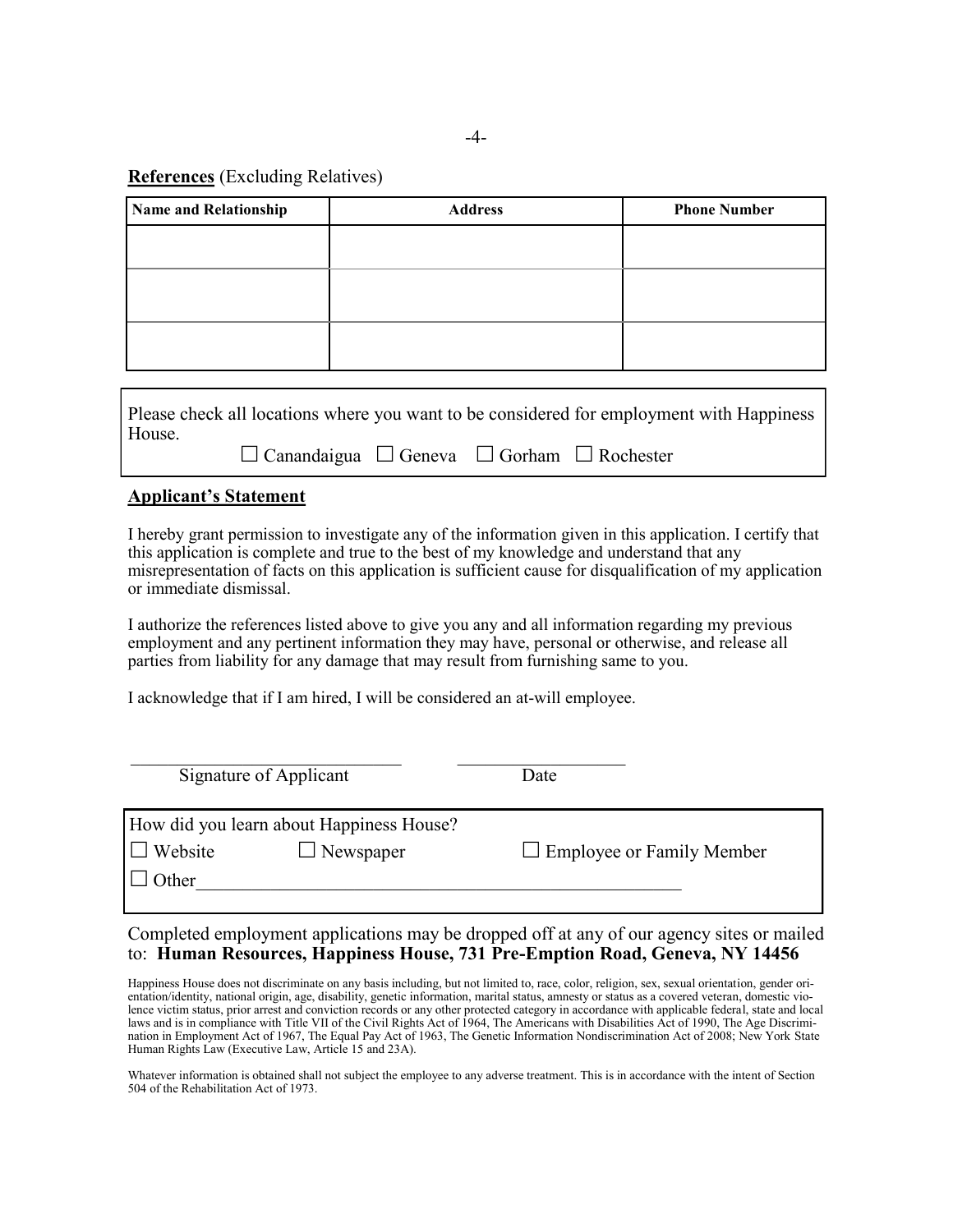**References** (Excluding Relatives)

| Name and Relationship | Address | Phone Number |
|---|---|---|
| | | |
| | | |
| | | |

Please check all locations where you want to be considered for employment with Happiness House.

☐ Canandaigua ☐ Geneva ☐ Gorham ☐ Rochester

**Applicant's Statement**

I hereby grant permission to investigate any of the information given in this application. I certify that this application is complete and true to the best of my knowledge and understand that any misrepresentation of facts on this application is sufficient cause for disqualification of my application or immediate dismissal.

I authorize the references listed above to give you any and all information regarding my previous employment and any pertinent information they may have, personal or otherwise, and release all parties from liability for any damage that may result from furnishing same to you.

I acknowledge that if I am hired, I will be considered an at-will employee.

_____________________________ __________________

Signature of Applicant Date

How did you learn about Happiness House?

☐ Website ☐ Newspaper ☐ Employee or Family Member

☐ Other_______________________________________________________

Completed employment applications may be dropped off at any of our agency sites or mailed to: **Human Resources, Happiness House, 731 Pre-Emption Road, Geneva, NY 14456**

Happiness House does not discriminate on any basis including, but not limited to, race, color, religion, sex, sexual orientation, gender orientation/identity, national origin, age, disability, genetic information, marital status, amnesty or status as a covered veteran, domestic violence victim status, prior arrest and conviction records or any other protected category in accordance with applicable federal, state and local laws and is in compliance with Title VII of the Civil Rights Act of 1964, The Americans with Disabilities Act of 1990, The Age Discrimination in Employment Act of 1967, The Equal Pay Act of 1963, The Genetic Information Nondiscrimination Act of 2008; New York State Human Rights Law (Executive Law, Article 15 and 23A).

Whatever information is obtained shall not subject the employee to any adverse treatment. This is in accordance with the intent of Section 504 of the Rehabilitation Act of 1973.